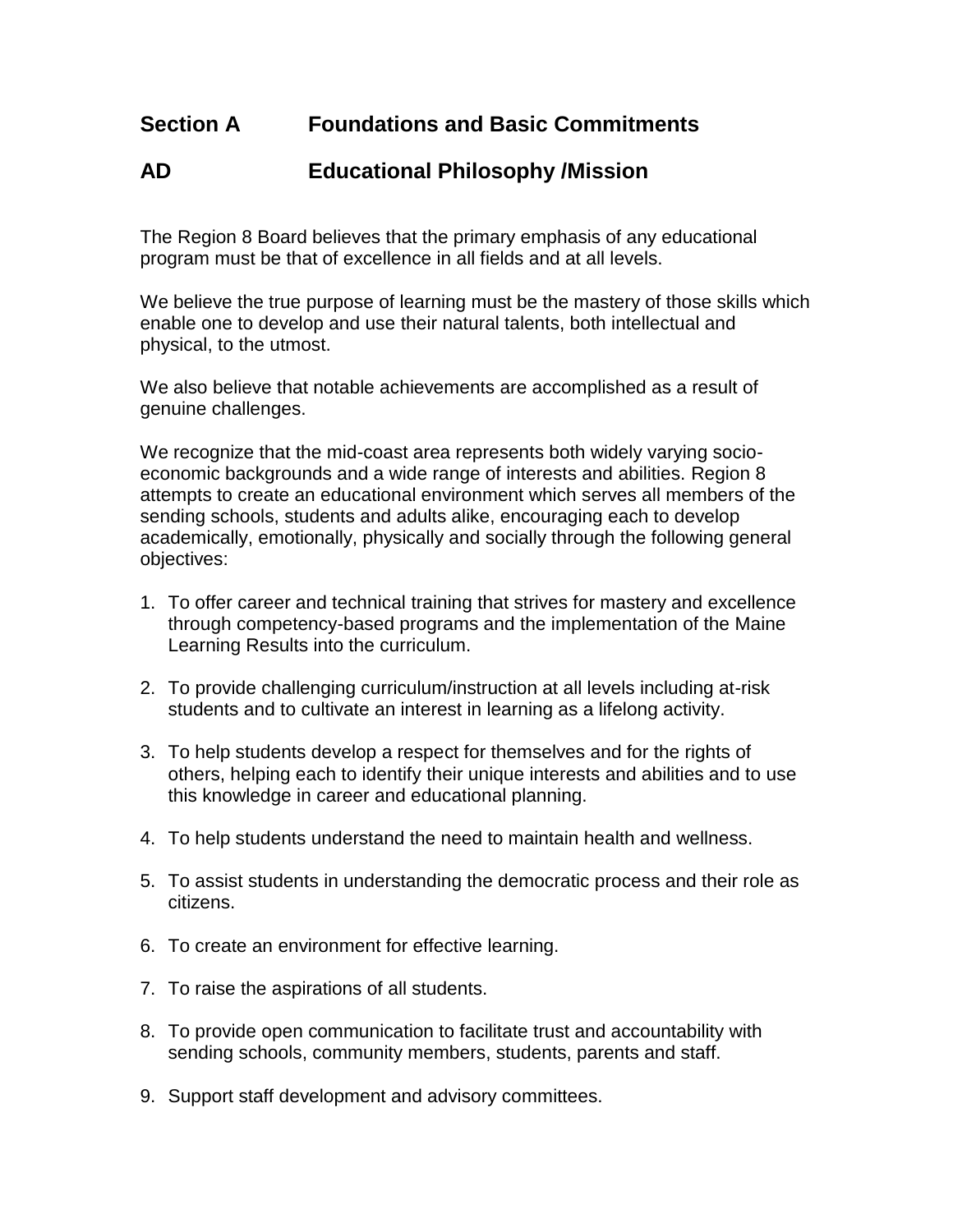## Section A Foundations and Basic Commitments

## AD Educational Philosophy /Mission

The Region 8 Board believes that the primary emphasis of any educational program must be that of excellence in all fields and at all levels.

We believe the true purpose of learning must be the mastery of those skills which enable one to develop and use their natural talents, both intellectual and physical, to the utmost.

We also believe that notable achievements are accomplished as a result of genuine challenges.

We recognize that the mid-coast area represents both widely varying socio-economic backgrounds and a wide range of interests and abilities. Region 8 attempts to create an educational environment which serves all members of the sending schools, students and adults alike, encouraging each to develop academically, emotionally, physically and socially through the following general objectives:

1. To offer career and technical training that strives for mastery and excellence through competency-based programs and the implementation of the Maine Learning Results into the curriculum.
2. To provide challenging curriculum/instruction at all levels including at-risk students and to cultivate an interest in learning as a lifelong activity.
3. To help students develop a respect for themselves and for the rights of others, helping each to identify their unique interests and abilities and to use this knowledge in career and educational planning.
4. To help students understand the need to maintain health and wellness.
5. To assist students in understanding the democratic process and their role as citizens.
6. To create an environment for effective learning.
7. To raise the aspirations of all students.
8. To provide open communication to facilitate trust and accountability with sending schools, community members, students, parents and staff.
9. Support staff development and advisory committees.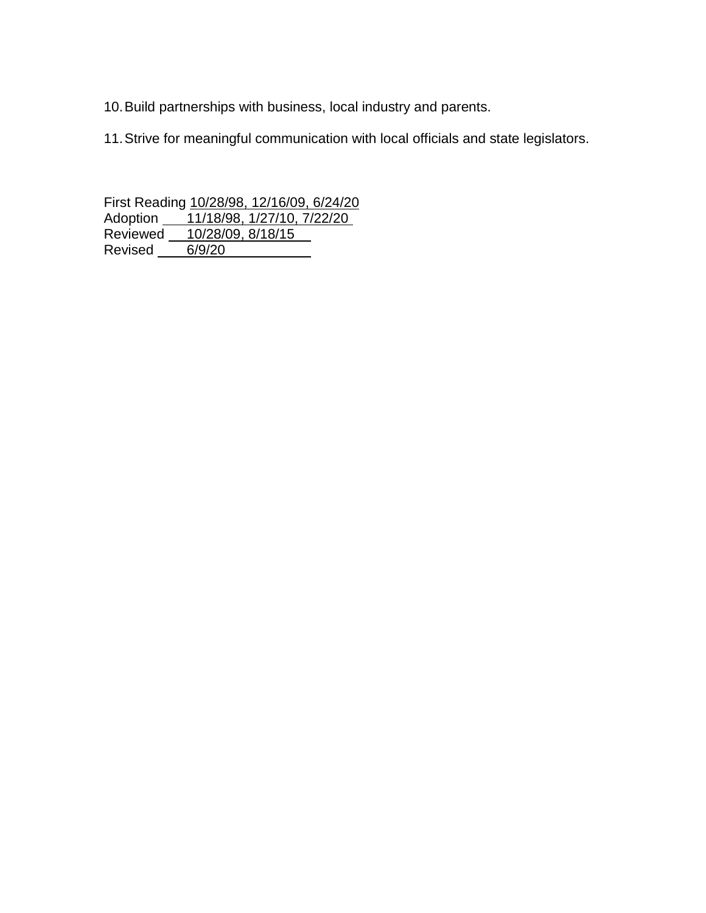10. Build partnerships with business, local industry and parents.

11. Strive for meaningful communication with local officials and state legislators.

First Reading 10/28/98, 12/16/09, 6/24/20
Adoption 11/18/98, 1/27/10, 7/22/20
Reviewed 10/28/09, 8/18/15
Revised 6/9/20